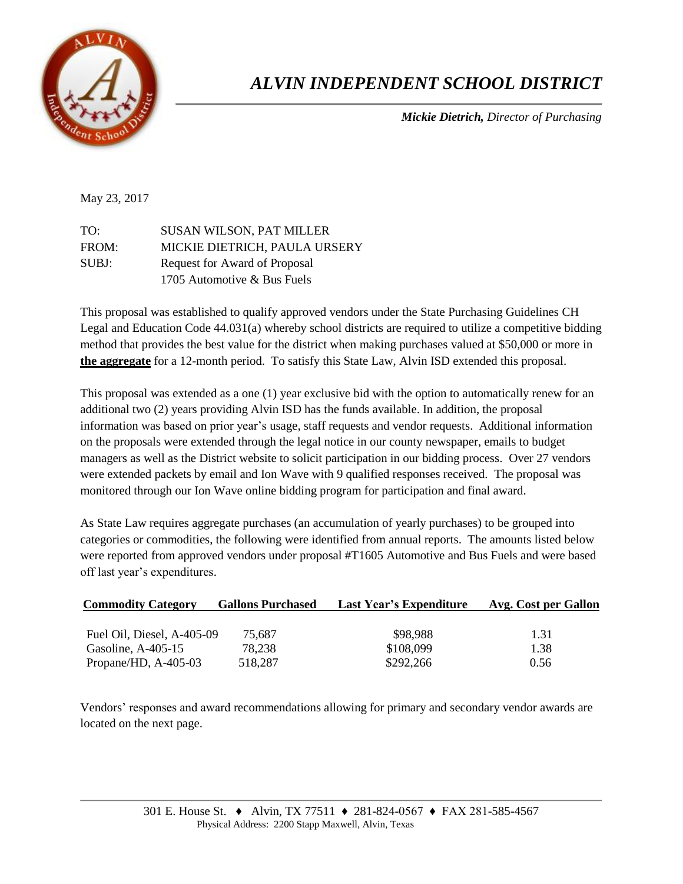# *ALVIN INDEPENDENT SCHOOL DISTRICT*

***Mickie Dietrich,** Director of Purchasing*

May 23, 2017

TO: SUSAN WILSON, PAT MILLER
FROM: MICKIE DIETRICH, PAULA URSERY
SUBJ: Request for Award of Proposal
1705 Automotive & Bus Fuels

This proposal was established to qualify approved vendors under the State Purchasing Guidelines CH Legal and Education Code 44.031(a) whereby school districts are required to utilize a competitive bidding method that provides the best value for the district when making purchases valued at $50,000 or more in **the aggregate** for a 12-month period. To satisfy this State Law, Alvin ISD extended this proposal.

This proposal was extended as a one (1) year exclusive bid with the option to automatically renew for an additional two (2) years providing Alvin ISD has the funds available. In addition, the proposal information was based on prior year's usage, staff requests and vendor requests. Additional information on the proposals were extended through the legal notice in our county newspaper, emails to budget managers as well as the District website to solicit participation in our bidding process. Over 27 vendors were extended packets by email and Ion Wave with 9 qualified responses received. The proposal was monitored through our Ion Wave online bidding program for participation and final award.

As State Law requires aggregate purchases (an accumulation of yearly purchases) to be grouped into categories or commodities, the following were identified from annual reports. The amounts listed below were reported from approved vendors under proposal #T1605 Automotive and Bus Fuels and were based off last year's expenditures.

| Commodity Category | Gallons Purchased | Last Year's Expenditure | Avg. Cost per Gallon |
|---|---|---|---|
| Fuel Oil, Diesel, A-405-09 | 75,687 | $98,988 | 1.31 |
| Gasoline, A-405-15 | 78,238 | $108,099 | 1.38 |
| Propane/HD, A-405-03 | 518,287 | $292,266 | 0.56 |

Vendors' responses and award recommendations allowing for primary and secondary vendor awards are located on the next page.

301 E. House St. ♦ Alvin, TX 77511 ♦ 281-824-0567 ♦ FAX 281-585-4567
Physical Address: 2200 Stapp Maxwell, Alvin, Texas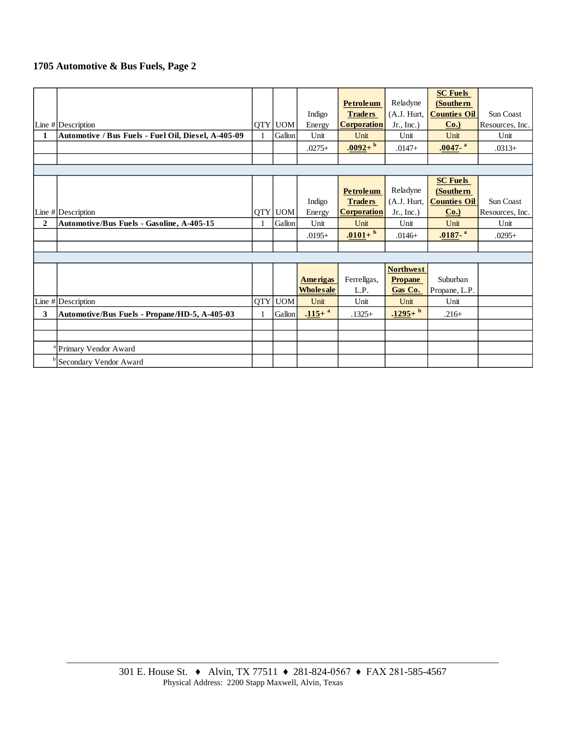## 1705 Automotive & Bus Fuels, Page 2

| Line # | Description | QTY | UOM | Indigo Energy | **Petroleum Traders Corporation** | Reladyne (A.J. Hurt, Jr., Inc.) | **SC Fuels (Southern Counties Oil Co.)** | Sun Coast Resources, Inc. |
|---|---|---|---|---|---|---|---|---|
| **1** | **Automotive / Bus Fuels - Fuel Oil, Diesel, A-405-09** | 1 | Gallon | Unit | Unit | Unit | Unit | Unit |
| | | | | .0275+ | **.0092+** [b] | .0147+ | **.0047-** [a] | .0313+ |
| | | | | | | | | |
| | | | | | | | | |
| Line # | Description | QTY | UOM | Indigo Energy | **Petroleum Traders Corporation** | Reladyne (A.J. Hurt, Jr., Inc.) | **SC Fuels (Southern Counties Oil Co.)** | Sun Coast Resources, Inc. |
| **2** | **Automotive/Bus Fuels - Gasoline, A-405-15** | 1 | Gallon | Unit | Unit | Unit | Unit | Unit |
| | | | | .0195+ | **.0101+** [b] | .0146+ | **.0187-** [a] | .0295+ |
| | | | | | | | | |
| | | | | | | | | |
| Line # | Description | QTY | UOM | **Amerigas Wholesale** | Ferrellgas, L.P. | **Northwest Propane Gas Co.** | Suburban Propane, L.P. | |
| | | | | Unit | Unit | Unit | Unit | |
| **3** | **Automotive/Bus Fuels - Propane/HD-5, A-405-03** | 1 | Gallon | **.115+** [a] | .1325+ | **.1295+** [b] | .216+ | |
| | | | | | | | | |
| | | | | | | | | |
| | [a] Primary Vendor Award | | | | | | | |
| | [b] Secondary Vendor Award | | | | | | | |

301 E. House St. ♦ Alvin, TX 77511 ♦ 281-824-0567 ♦ FAX 281-585-4567
Physical Address: 2200 Stapp Maxwell, Alvin, Texas